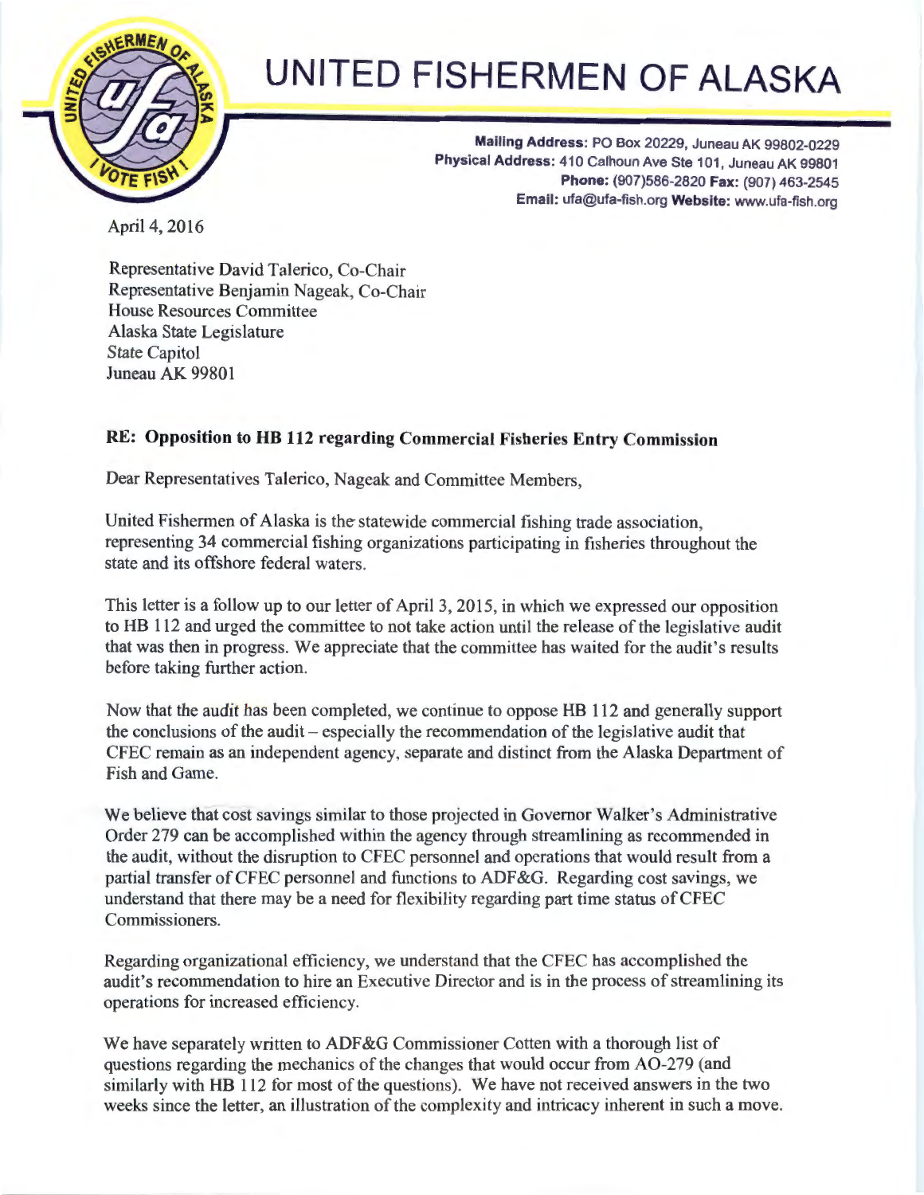# UNITED FISHERMEN OF ALASKA

**Mailing Address:** PO Box 20229, Juneau AK 99802-0229
**Physical Address:** 410 Calhoun Ave Ste 101, Juneau AK 99801
**Phone:** (907)586-2820 **Fax:** (907) 463-2545
**Email:** ufa@ufa-fish.org **Website:** www.ufa-fish.org

April 4, 2016

Representative David Talerico, Co-Chair
Representative Benjamin Nageak, Co-Chair
House Resources Committee
Alaska State Legislature
State Capitol
Juneau AK 99801

**RE: Opposition to HB 112 regarding Commercial Fisheries Entry Commission**

Dear Representatives Talerico, Nageak and Committee Members,

United Fishermen of Alaska is the statewide commercial fishing trade association, representing 34 commercial fishing organizations participating in fisheries throughout the state and its offshore federal waters.

This letter is a follow up to our letter of April 3, 2015, in which we expressed our opposition to HB 112 and urged the committee to not take action until the release of the legislative audit that was then in progress. We appreciate that the committee has waited for the audit's results before taking further action.

Now that the audit has been completed, we continue to oppose HB 112 and generally support the conclusions of the audit – especially the recommendation of the legislative audit that CFEC remain as an independent agency, separate and distinct from the Alaska Department of Fish and Game.

We believe that cost savings similar to those projected in Governor Walker's Administrative Order 279 can be accomplished within the agency through streamlining as recommended in the audit, without the disruption to CFEC personnel and operations that would result from a partial transfer of CFEC personnel and functions to ADF&G. Regarding cost savings, we understand that there may be a need for flexibility regarding part time status of CFEC Commissioners.

Regarding organizational efficiency, we understand that the CFEC has accomplished the audit's recommendation to hire an Executive Director and is in the process of streamlining its operations for increased efficiency.

We have separately written to ADF&G Commissioner Cotten with a thorough list of questions regarding the mechanics of the changes that would occur from AO-279 (and similarly with HB 112 for most of the questions). We have not received answers in the two weeks since the letter, an illustration of the complexity and intricacy inherent in such a move.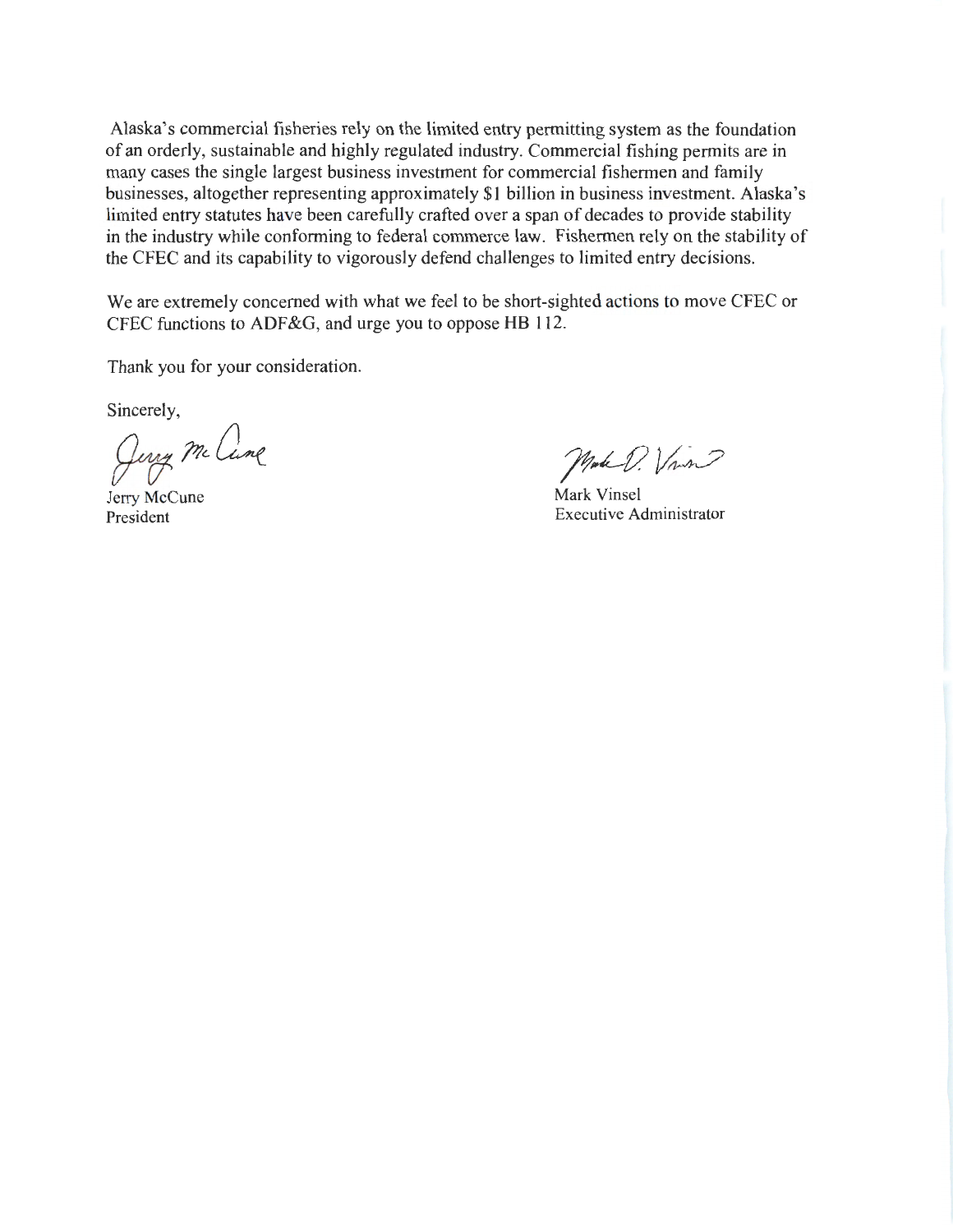Alaska's commercial fisheries rely on the limited entry permitting system as the foundation of an orderly, sustainable and highly regulated industry. Commercial fishing permits are in many cases the single largest business investment for commercial fishermen and family businesses, altogether representing approximately $1 billion in business investment. Alaska's limited entry statutes have been carefully crafted over a span of decades to provide stability in the industry while conforming to federal commerce law. Fishermen rely on the stability of the CFEC and its capability to vigorously defend challenges to limited entry decisions.

We are extremely concerned with what we feel to be short-sighted actions to move CFEC or CFEC functions to ADF&G, and urge you to oppose HB 112.

Thank you for your consideration.

Sincerely,

Jerry McCune
President

Mark Vinsel
Executive Administrator